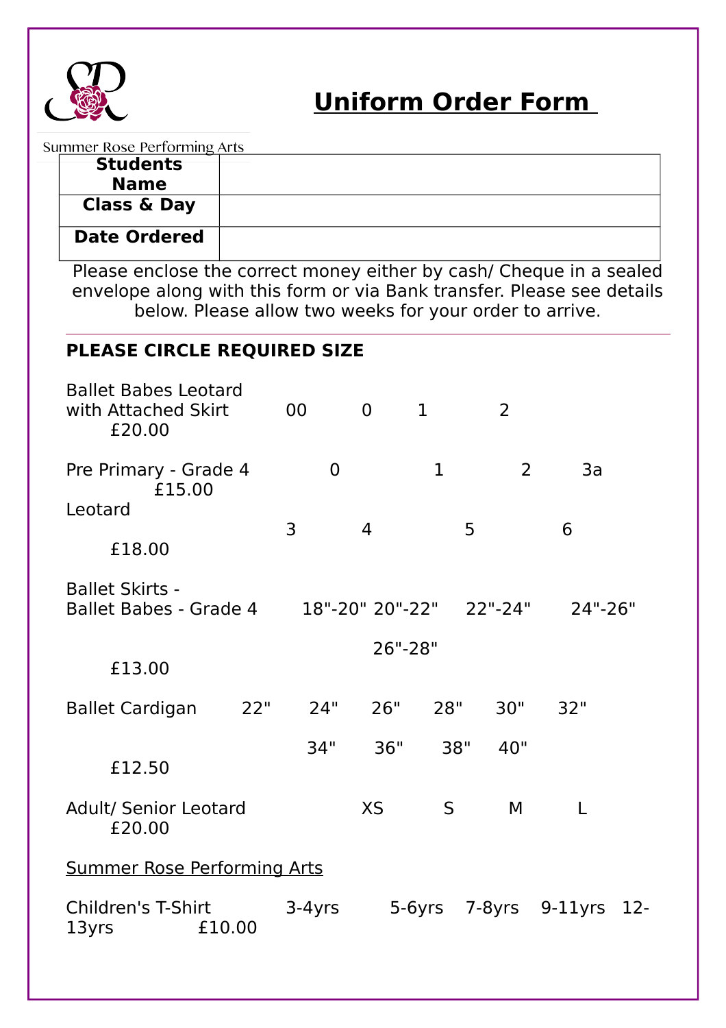Summer Rose Performing Arts

# Uniform Order Form

| Students Name | |
|---|---|
| Class & Day | |
| Date Ordered | |

Please enclose the correct money either by cash/ Cheque in a sealed envelope along with this form or via Bank transfer. Please see details below. Please allow two weeks for your order to arrive.

---

**PLEASE CIRCLE REQUIRED SIZE**

Ballet Babes Leotard with Attached Skirt    00    0    1    2
£20.00

Pre Primary - Grade 4    0    1    2    3a
£15.00
Leotard
3    4    5    6
£18.00

Ballet Skirts -
Ballet Babes - Grade 4    18"-20"  20"-22"    22"-24"    24"-26"
26"-28"
£13.00

Ballet Cardigan    22"    24"    26"    28"    30"    32"
34"    36"    38"    40"
£12.50

Adult/ Senior Leotard    XS    S    M    L
£20.00

Summer Rose Performing Arts

Children's T-Shirt    3-4yrs    5-6yrs    7-8yrs    9-11yrs    12-13yrs    £10.00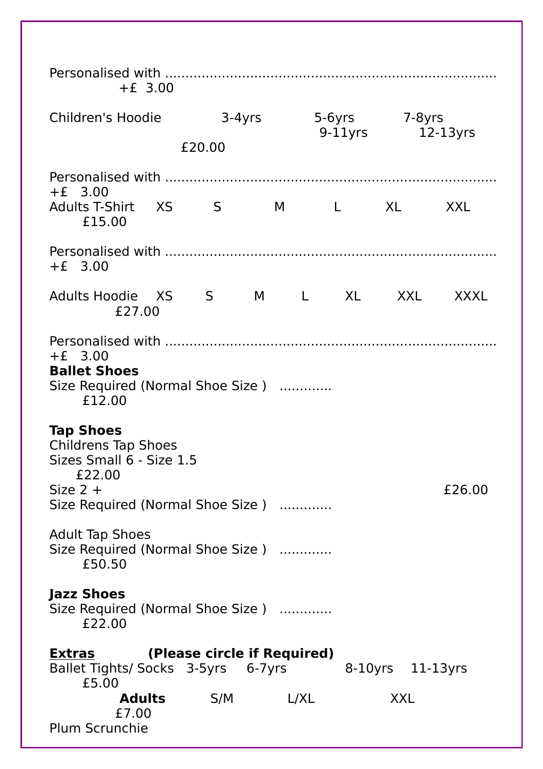Personalised with ........................................................................... +£ 3.00

Children's Hoodie 3-4yrs 5-6yrs 7-8yrs 9-11yrs 12-13yrs £20.00

Personalised with ........................................................................... +£ 3.00

Adults T-Shirt XS S M L XL XXL £15.00

Personalised with ........................................................................... +£ 3.00

Adults Hoodie XS S M L XL XXL XXXL £27.00

Personalised with ........................................................................... +£ 3.00

**Ballet Shoes**

Size Required (Normal Shoe Size ) ............ £12.00

**Tap Shoes**

Childrens Tap Shoes

Sizes Small 6 - Size 1.5 £22.00

Size 2 + £26.00

Size Required (Normal Shoe Size ) ............

Adult Tap Shoes

Size Required (Normal Shoe Size ) ............ £50.50

**Jazz Shoes**

Size Required (Normal Shoe Size ) ............ £22.00

**<u>Extras</u>** **(Please circle if Required)**

Ballet Tights/ Socks 3-5yrs 6-7yrs 8-10yrs 11-13yrs £5.00

**Adults** S/M L/XL XXL £7.00

Plum Scrunchie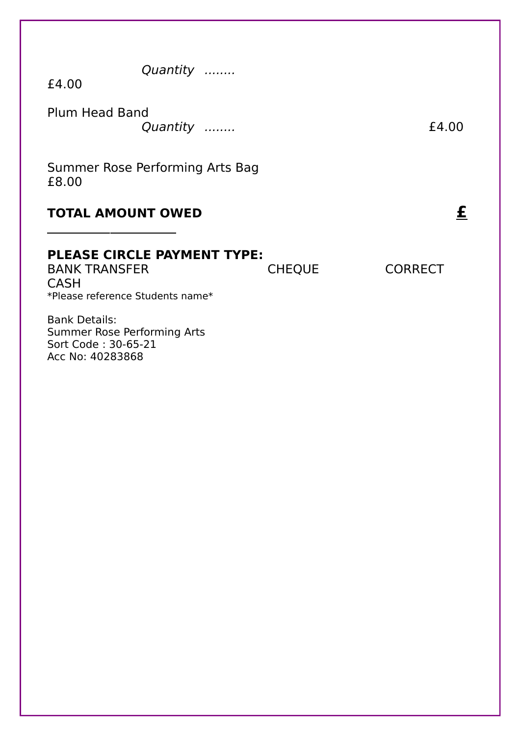*Quantity ........*

£4.00

Plum Head Band

*Quantity ........* £4.00

Summer Rose Performing Arts Bag

£8.00

**TOTAL AMOUNT OWED** **£**

____________________

**PLEASE CIRCLE PAYMENT TYPE:**

BANK TRANSFER CHEQUE CORRECT CASH

*Please reference Students name*

Bank Details:
Summer Rose Performing Arts
Sort Code : 30-65-21
Acc No: 40283868